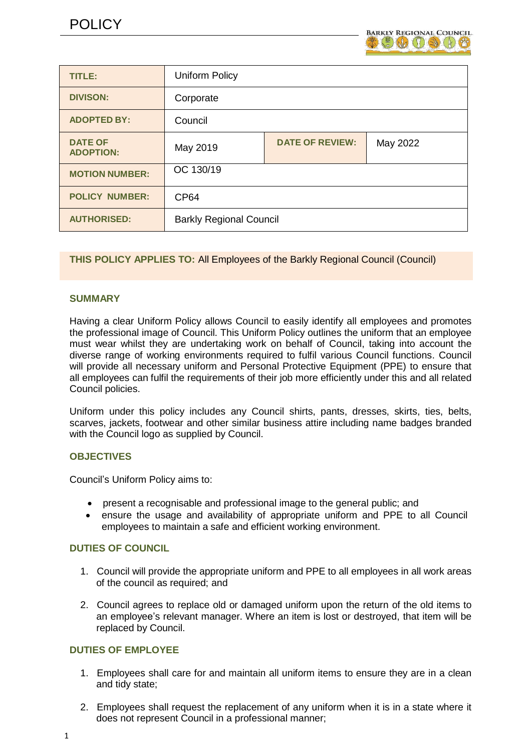# POLICY

| TITLE: | Uniform Policy | | |
|---|---|---|---|
| DIVISON: | Corporate | | |
| ADOPTED BY: | Council | | |
| DATE OF ADOPTION: | May 2019 | DATE OF REVIEW: | May 2022 |
| MOTION NUMBER: | OC 130/19 | | |
| POLICY NUMBER: | CP64 | | |
| AUTHORISED: | Barkly Regional Council | | |

**THIS POLICY APPLIES TO:** All Employees of the Barkly Regional Council (Council)

## SUMMARY

Having a clear Uniform Policy allows Council to easily identify all employees and promotes the professional image of Council. This Uniform Policy outlines the uniform that an employee must wear whilst they are undertaking work on behalf of Council, taking into account the diverse range of working environments required to fulfil various Council functions. Council will provide all necessary uniform and Personal Protective Equipment (PPE) to ensure that all employees can fulfil the requirements of their job more efficiently under this and all related Council policies.

Uniform under this policy includes any Council shirts, pants, dresses, skirts, ties, belts, scarves, jackets, footwear and other similar business attire including name badges branded with the Council logo as supplied by Council.

## OBJECTIVES

Council's Uniform Policy aims to:

- present a recognisable and professional image to the general public; and
- ensure the usage and availability of appropriate uniform and PPE to all Council employees to maintain a safe and efficient working environment.

## DUTIES OF COUNCIL

1. Council will provide the appropriate uniform and PPE to all employees in all work areas of the council as required; and
2. Council agrees to replace old or damaged uniform upon the return of the old items to an employee's relevant manager. Where an item is lost or destroyed, that item will be replaced by Council.

## DUTIES OF EMPLOYEE

1. Employees shall care for and maintain all uniform items to ensure they are in a clean and tidy state;
2. Employees shall request the replacement of any uniform when it is in a state where it does not represent Council in a professional manner;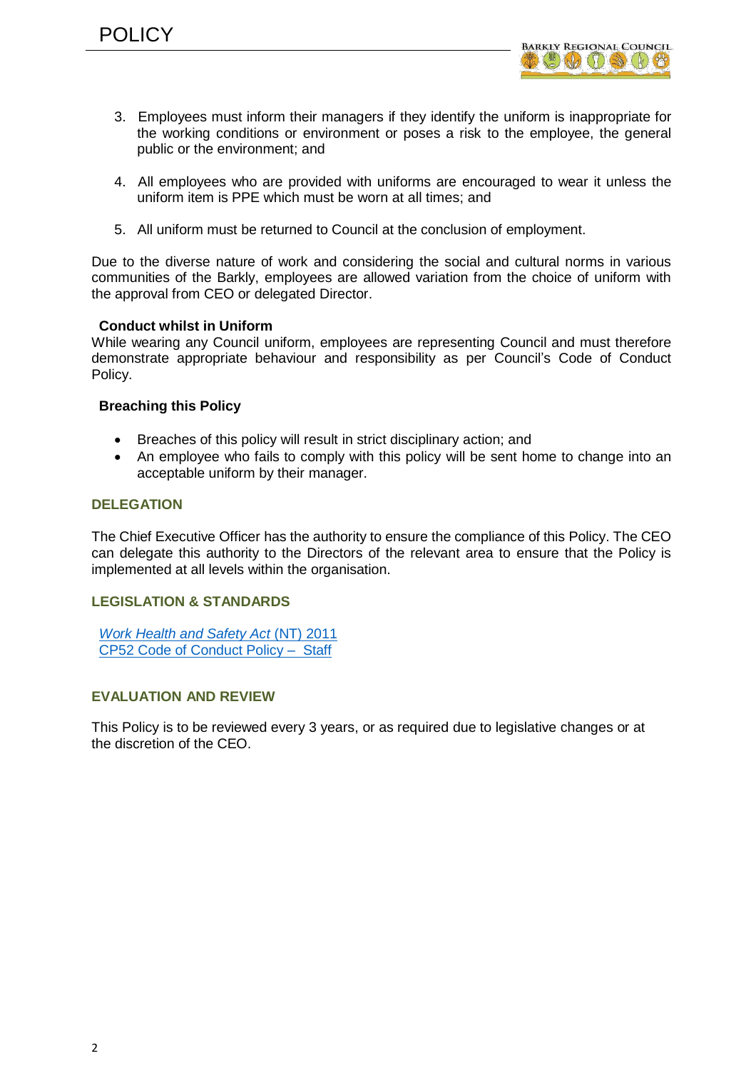3. Employees must inform their managers if they identify the uniform is inappropriate for the working conditions or environment or poses a risk to the employee, the general public or the environment; and

4. All employees who are provided with uniforms are encouraged to wear it unless the uniform item is PPE which must be worn at all times; and

5. All uniform must be returned to Council at the conclusion of employment.

Due to the diverse nature of work and considering the social and cultural norms in various communities of the Barkly, employees are allowed variation from the choice of uniform with the approval from CEO or delegated Director.

**Conduct whilst in Uniform**

While wearing any Council uniform, employees are representing Council and must therefore demonstrate appropriate behaviour and responsibility as per Council's Code of Conduct Policy.

**Breaching this Policy**

- Breaches of this policy will result in strict disciplinary action; and
- An employee who fails to comply with this policy will be sent home to change into an acceptable uniform by their manager.

## DELEGATION

The Chief Executive Officer has the authority to ensure the compliance of this Policy. The CEO can delegate this authority to the Directors of the relevant area to ensure that the Policy is implemented at all levels within the organisation.

## LEGISLATION & STANDARDS

*Work Health and Safety Act* (NT) 2011
CP52 Code of Conduct Policy – Staff

## EVALUATION AND REVIEW

This Policy is to be reviewed every 3 years, or as required due to legislative changes or at the discretion of the CEO.